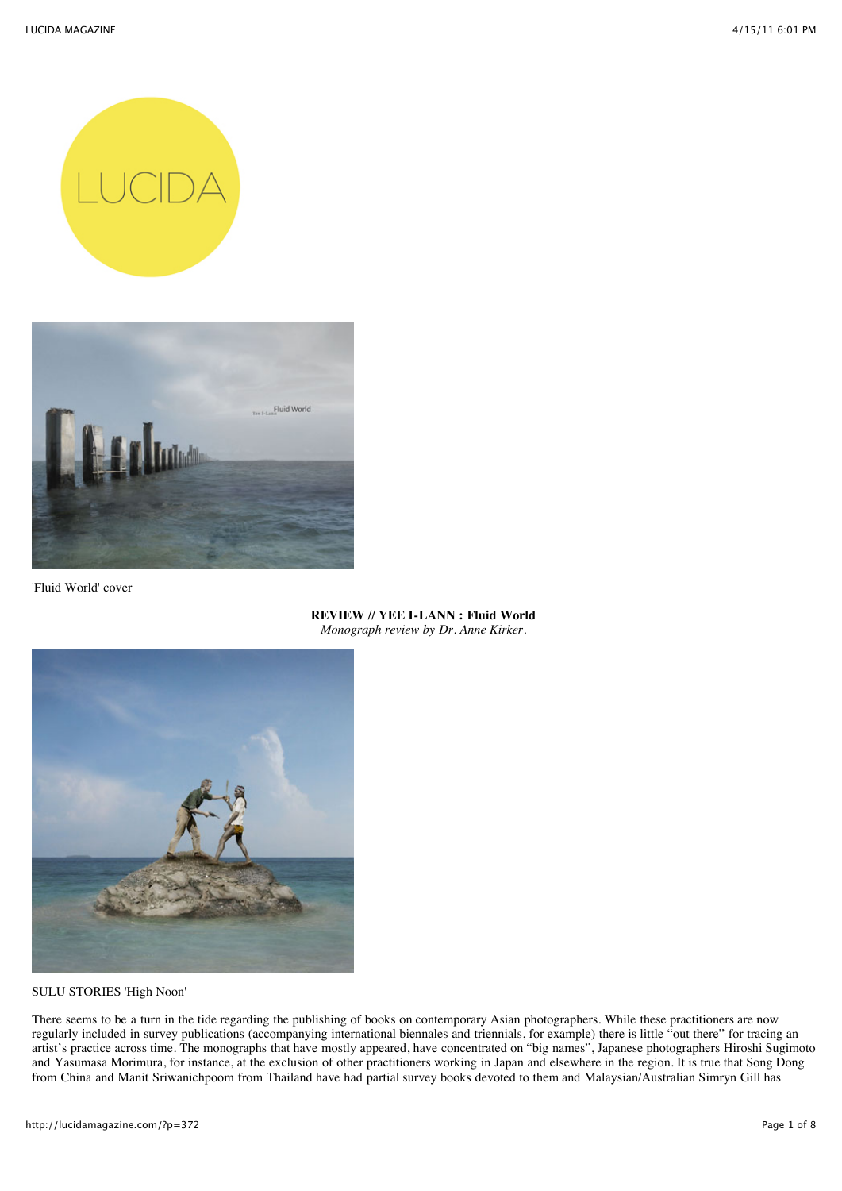LUCIDA

'Fluid World' cover

**REVIEW // YEE I-LANN : Fluid World**
*Monograph review by Dr. Anne Kirker.*

SULU STORIES 'High Noon'

There seems to be a turn in the tide regarding the publishing of books on contemporary Asian photographers. While these practitioners are now regularly included in survey publications (accompanying international biennales and triennials, for example) there is little "out there" for tracing an artist's practice across time. The monographs that have mostly appeared, have concentrated on "big names", Japanese photographers Hiroshi Sugimoto and Yasumasa Morimura, for instance, at the exclusion of other practitioners working in Japan and elsewhere in the region. It is true that Song Dong from China and Manit Sriwanichpoom from Thailand have had partial survey books devoted to them and Malaysian/Australian Simryn Gill has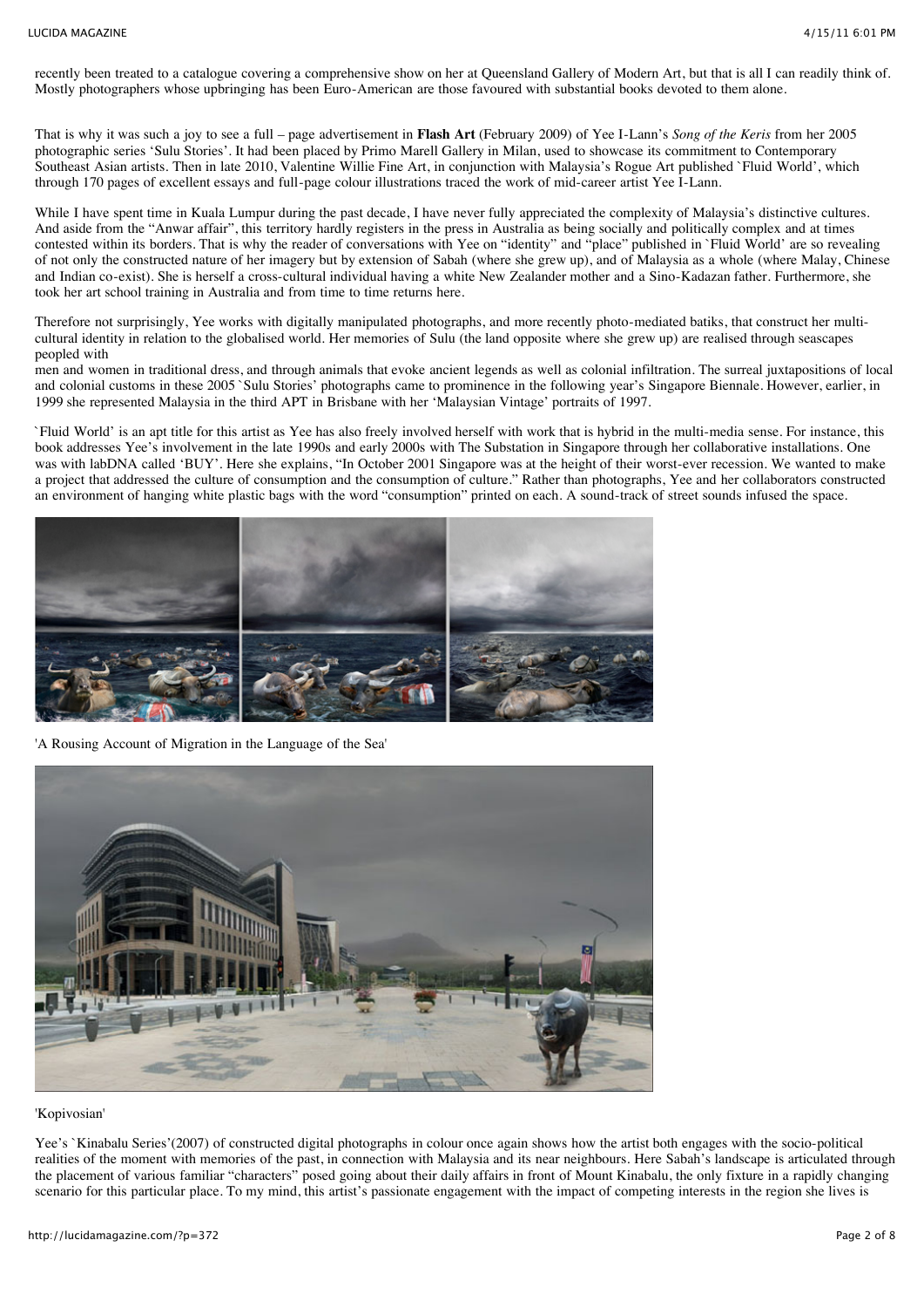recently been treated to a catalogue covering a comprehensive show on her at Queensland Gallery of Modern Art, but that is all I can readily think of. Mostly photographers whose upbringing has been Euro-American are those favoured with substantial books devoted to them alone.

That is why it was such a joy to see a full – page advertisement in **Flash Art** (February 2009) of Yee I-Lann's *Song of the Keris* from her 2005 photographic series 'Sulu Stories'. It had been placed by Primo Marell Gallery in Milan, used to showcase its commitment to Contemporary Southeast Asian artists. Then in late 2010, Valentine Willie Fine Art, in conjunction with Malaysia's Rogue Art published `Fluid World', which through 170 pages of excellent essays and full-page colour illustrations traced the work of mid-career artist Yee I-Lann.

While I have spent time in Kuala Lumpur during the past decade, I have never fully appreciated the complexity of Malaysia's distinctive cultures. And aside from the "Anwar affair", this territory hardly registers in the press in Australia as being socially and politically complex and at times contested within its borders. That is why the reader of conversations with Yee on "identity" and "place" published in `Fluid World' are so revealing of not only the constructed nature of her imagery but by extension of Sabah (where she grew up), and of Malaysia as a whole (where Malay, Chinese and Indian co-exist). She is herself a cross-cultural individual having a white New Zealander mother and a Sino-Kadazan father. Furthermore, she took her art school training in Australia and from time to time returns here.

Therefore not surprisingly, Yee works with digitally manipulated photographs, and more recently photo-mediated batiks, that construct her multi-cultural identity in relation to the globalised world. Her memories of Sulu (the land opposite where she grew up) are realised through seascapes peopled with
men and women in traditional dress, and through animals that evoke ancient legends as well as colonial infiltration. The surreal juxtapositions of local and colonial customs in these 2005 `Sulu Stories' photographs came to prominence in the following year's Singapore Biennale. However, earlier, in 1999 she represented Malaysia in the third APT in Brisbane with her 'Malaysian Vintage' portraits of 1997.

`Fluid World' is an apt title for this artist as Yee has also freely involved herself with work that is hybrid in the multi-media sense. For instance, this book addresses Yee's involvement in the late 1990s and early 2000s with The Substation in Singapore through her collaborative installations. One was with labDNA called 'BUY'. Here she explains, "In October 2001 Singapore was at the height of their worst-ever recession. We wanted to make a project that addressed the culture of consumption and the consumption of culture." Rather than photographs, Yee and her collaborators constructed an environment of hanging white plastic bags with the word "consumption" printed on each. A sound-track of street sounds infused the space.

'A Rousing Account of Migration in the Language of the Sea'

'Kopivosian'

Yee's `Kinabalu Series'(2007) of constructed digital photographs in colour once again shows how the artist both engages with the socio-political realities of the moment with memories of the past, in connection with Malaysia and its near neighbours. Here Sabah's landscape is articulated through the placement of various familiar "characters" posed going about their daily affairs in front of Mount Kinabalu, the only fixture in a rapidly changing scenario for this particular place. To my mind, this artist's passionate engagement with the impact of competing interests in the region she lives is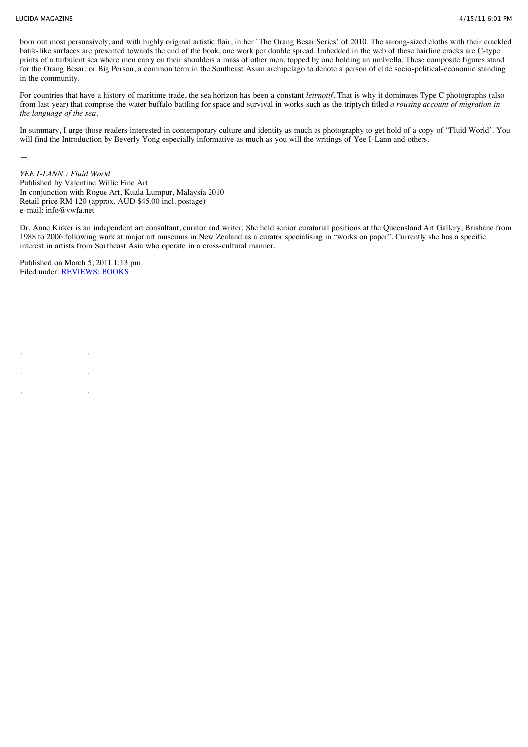born out most persuasively, and with highly original artistic flair, in her `The Orang Besar Series' of 2010. The sarong-sized cloths with their crackled batik-like surfaces are presented towards the end of the book, one work per double spread. Imbedded in the web of these hairline cracks are C-type prints of a turbulent sea where men carry on their shoulders a mass of other men, topped by one holding an umbrella. These composite figures stand for the Orang Besar, or Big Person, a common term in the Southeast Asian archipelago to denote a person of elite socio-political-economic standing in the community.

For countries that have a history of maritime trade, the sea horizon has been a constant *leitmotif*. That is why it dominates Type C photographs (also from last year) that comprise the water buffalo battling for space and survival in works such as the triptych titled *a rousing account of migration in the language of the sea*.

In summary, I urge those readers interested in contemporary culture and identity as much as photography to get hold of a copy of "Fluid World'. You will find the Introduction by Beverly Yong especially informative as much as you will the writings of Yee I-Lann and others.

—

*YEE I-LANN : Fluid World*
Published by Valentine Willie Fine Art
In conjunction with Rogue Art, Kuala Lumpur, Malaysia 2010
Retail price RM 120 (approx. AUD $45.00 incl. postage)
e-mail: info@vwfa.net

Dr. Anne Kirker is an independent art consultant, curator and writer. She held senior curatorial positions at the Queensland Art Gallery, Brisbane from 1988 to 2006 following work at major art museums in New Zealand as a curator specialising in "works on paper". Currently she has a specific interest in artists from Southeast Asia who operate in a cross-cultural manner.

Published on March 5, 2011 1:13 pm.
Filed under: REVIEWS: BOOKS